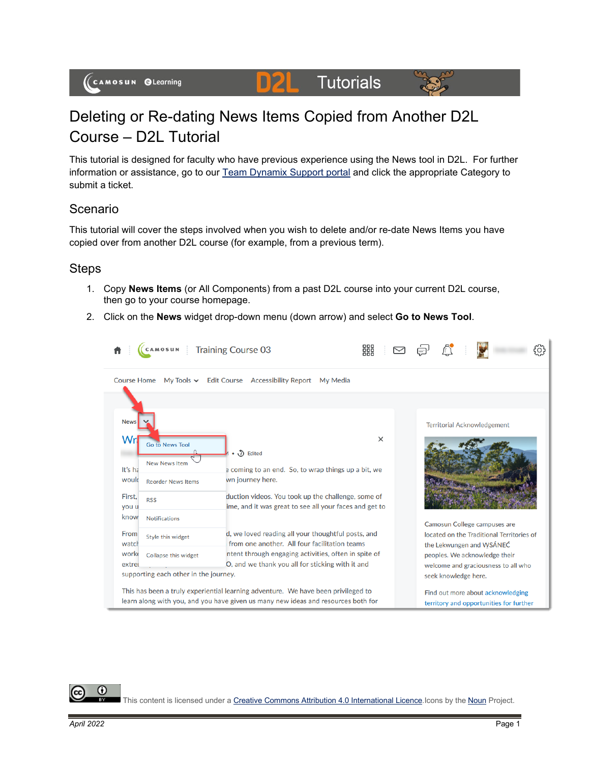# Deleting or Re-dating News Items Copied from Another D2L Course – D2L Tutorial

This tutorial is designed for faculty who have previous experience using the News tool in D2L. For further information or assistance, go to our [Team Dynamix Support portal]() and click the appropriate Category to submit a ticket.

## Scenario

This tutorial will cover the steps involved when you wish to delete and/or re-date News Items you have copied over from another D2L course (for example, from a previous term).

## Steps

1. Copy **News Items** (or All Components) from a past D2L course into your current D2L course, then go to your course homepage.
2. Click on the **News** widget drop-down menu (down arrow) and select **Go to News Tool**.

This content is licensed under a [Creative Commons Attribution 4.0 International Licence](). Icons by the [Noun]() Project.

April 2022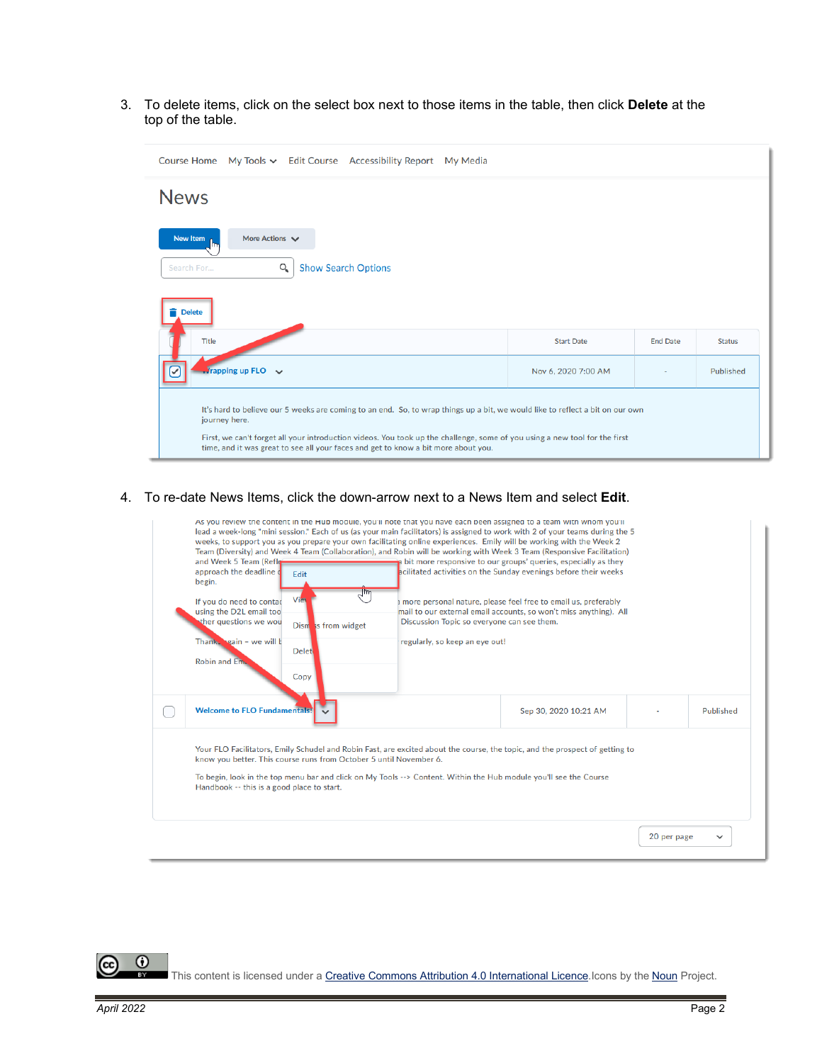3. To delete items, click on the select box next to those items in the table, then click **Delete** at the top of the table.

4. To re-date News Items, click the down-arrow next to a News Item and select **Edit**.

This content is licensed under a Creative Commons Attribution 4.0 International Licence. Icons by the Noun Project.

*April 2022*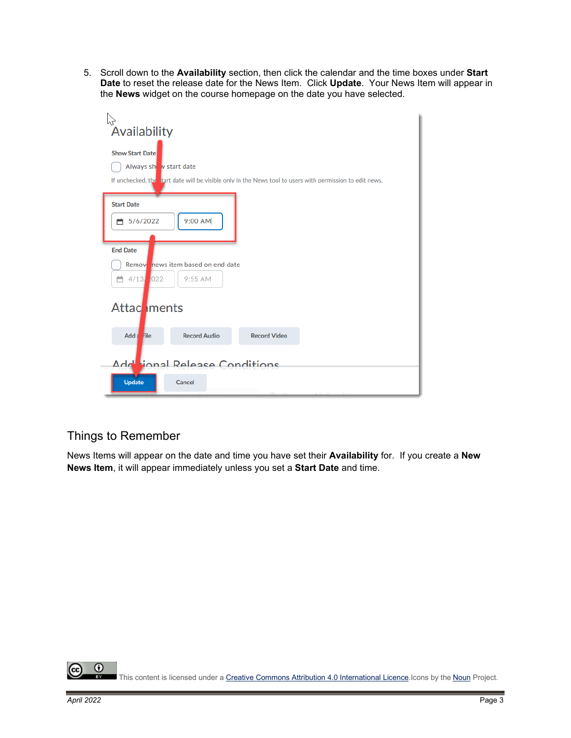5. Scroll down to the **Availability** section, then click the calendar and the time boxes under **Start Date** to reset the release date for the News Item. Click **Update**. Your News Item will appear in the **News** widget on the course homepage on the date you have selected.

## Things to Remember

News Items will appear on the date and time you have set their **Availability** for. If you create a **New News Item**, it will appear immediately unless you set a **Start Date** and time.

This content is licensed under a Creative Commons Attribution 4.0 International Licence. Icons by the Noun Project.

*April 2022*